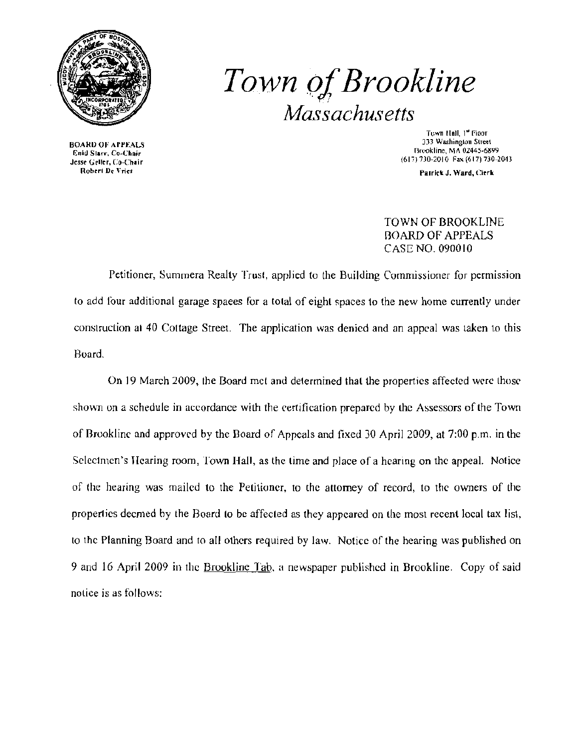# Town of Brookline
## Massachusetts

BOARD OF APPEALS
Enid Starr, Co-Chair
Jesse Geller, Co-Chair
Robert De Vries

Town Hall, 1st Floor
333 Washington Street
Brookline, MA 02445-6899
(617) 730-2010 Fax (617) 730-2043

Patrick J. Ward, Clerk

TOWN OF BROOKLINE
BOARD OF APPEALS
CASE NO. 090010

Petitioner, Summera Realty Trust, applied to the Building Commissioner for permission to add four additional garage spaces for a total of eight spaces to the new home currently under construction at 40 Cottage Street. The application was denied and an appeal was taken to this Board.

On 19 March 2009, the Board met and determined that the properties affected were those shown on a schedule in accordance with the certification prepared by the Assessors of the Town of Brookline and approved by the Board of Appeals and fixed 30 April 2009, at 7:00 p.m. in the Selectmen's Hearing room, Town Hall, as the time and place of a hearing on the appeal. Notice of the hearing was mailed to the Petitioner, to the attorney of record, to the owners of the properties deemed by the Board to be affected as they appeared on the most recent local tax list, to the Planning Board and to all others required by law. Notice of the hearing was published on 9 and 16 April 2009 in the Brookline Tab, a newspaper published in Brookline. Copy of said notice is as follows: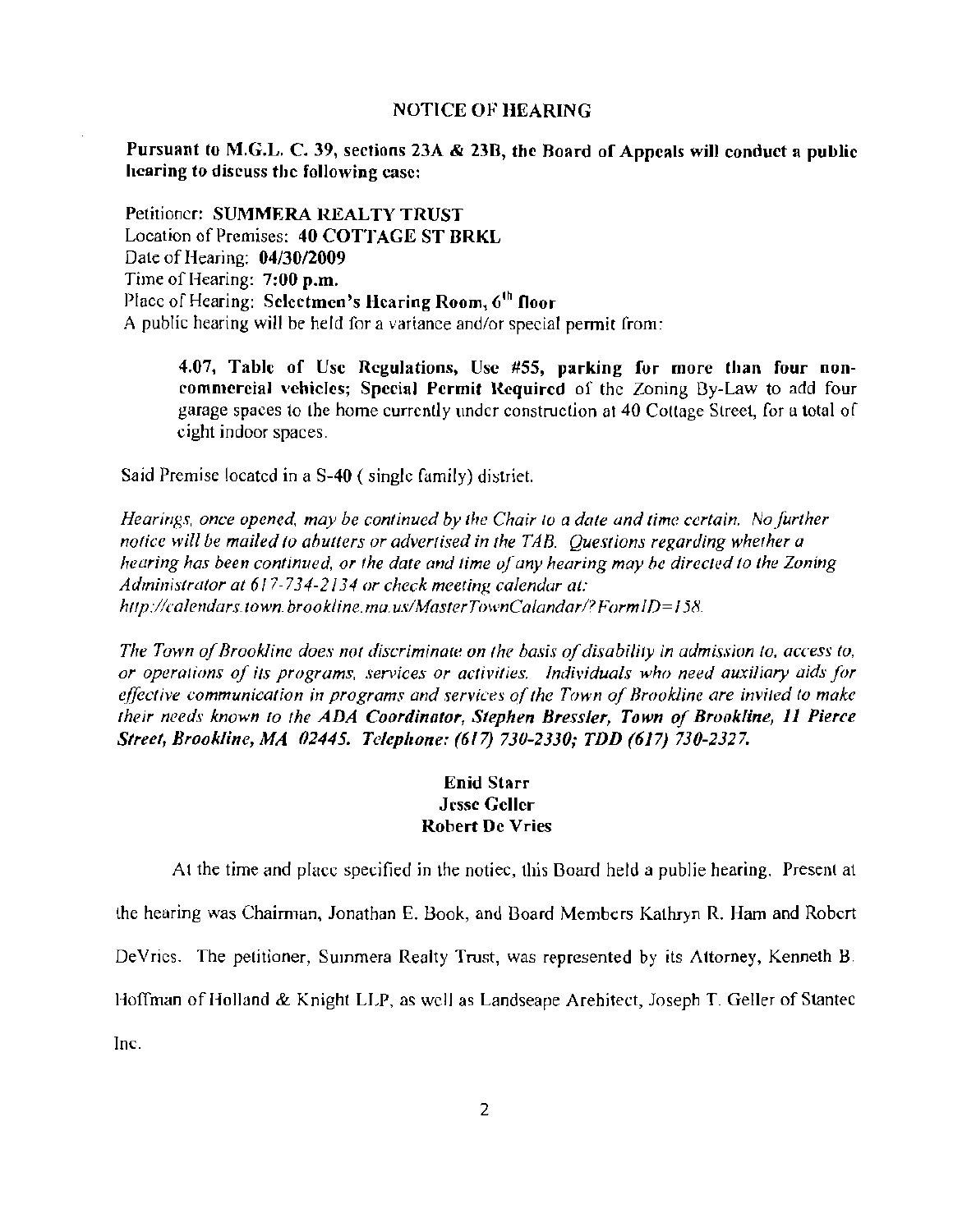## NOTICE OF HEARING

**Pursuant to M.G.L. C. 39, sections 23A & 23B, the Board of Appeals will conduct a public hearing to discuss the following case:**

Petitioner: **SUMMERA REALTY TRUST**
Location of Premises: **40 COTTAGE ST BRKL**
Date of Hearing: **04/30/2009**
Time of Hearing: **7:00 p.m.**
Place of Hearing: **Selectmen's Hearing Room, 6th floor**
A public hearing will be held for a variance and/or special permit from:

> **4.07, Table of Use Regulations, Use #55, parking for more than four non-commercial vehicles; Special Permit Required** of the Zoning By-Law to add four garage spaces to the home currently under construction at 40 Cottage Street, for a total of eight indoor spaces.

Said Premise located in a S-40 ( single family) district.

*Hearings, once opened, may be continued by the Chair to a date and time certain. No further notice will be mailed to abutters or advertised in the TAB. Questions regarding whether a hearing has been continued, or the date and time of any hearing may be directed to the Zoning Administrator at 617-734-2134 or check meeting calendar at: http://calendars.town.brookline.ma.us/MasterTownCalandar/?FormID=158.*

*The Town of Brookline does not discriminate on the basis of disability in admission to, access to, or operations of its programs, services or activities. Individuals who need auxiliary aids for effective communication in programs and services of the Town of Brookline are invited to make their needs known to the **ADA Coordinator, Stephen Bressler, Town of Brookline, 11 Pierce Street, Brookline, MA 02445. Telephone: (617) 730-2330; TDD (617) 730-2327.***

**Enid Starr**
**Jesse Geller**
**Robert De Vries**

At the time and place specified in the notice, this Board held a public hearing. Present at the hearing was Chairman, Jonathan E. Book, and Board Members Kathryn R. Ham and Robert DeVries. The petitioner, Summera Realty Trust, was represented by its Attorney, Kenneth B. Hoffman of Holland & Knight LLP, as well as Landscape Architect, Joseph T. Geller of Stantec Inc.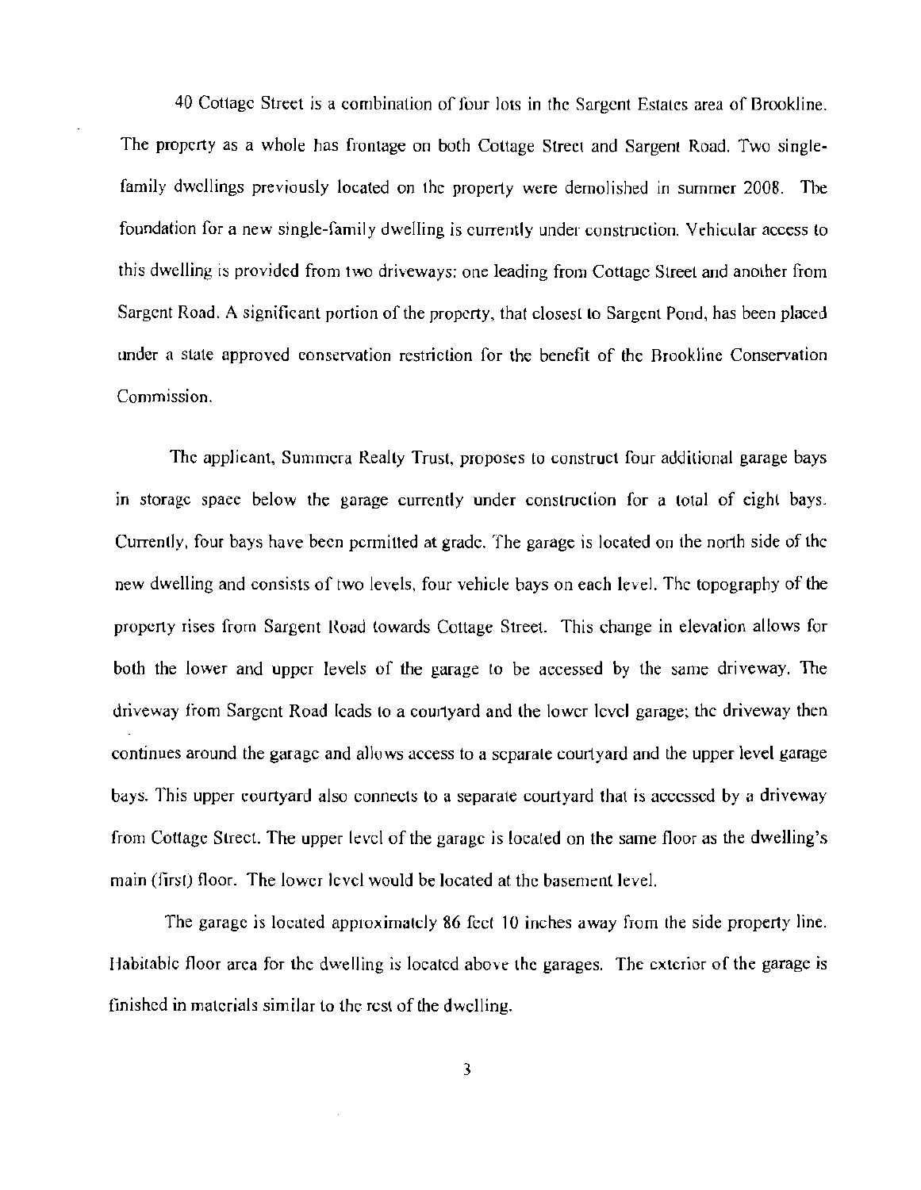40 Cottage Street is a combination of four lots in the Sargent Estates area of Brookline. The property as a whole has frontage on both Cottage Street and Sargent Road. Two single-family dwellings previously located on the property were demolished in summer 2008. The foundation for a new single-family dwelling is currently under construction. Vehicular access to this dwelling is provided from two driveways: one leading from Cottage Street and another from Sargent Road. A significant portion of the property, that closest to Sargent Pond, has been placed under a state approved conservation restriction for the benefit of the Brookline Conservation Commission.

The applicant, Summera Realty Trust, proposes to construct four additional garage bays in storage space below the garage currently under construction for a total of eight bays. Currently, four bays have been permitted at grade. The garage is located on the north side of the new dwelling and consists of two levels, four vehicle bays on each level. The topography of the property rises from Sargent Road towards Cottage Street. This change in elevation allows for both the lower and upper levels of the garage to be accessed by the same driveway. The driveway from Sargent Road leads to a courtyard and the lower level garage; the driveway then continues around the garage and allows access to a separate courtyard and the upper level garage bays. This upper courtyard also connects to a separate courtyard that is accessed by a driveway from Cottage Street. The upper level of the garage is located on the same floor as the dwelling's main (first) floor. The lower level would be located at the basement level.

The garage is located approximately 86 feet 10 inches away from the side property line. Habitable floor area for the dwelling is located above the garages. The exterior of the garage is finished in materials similar to the rest of the dwelling.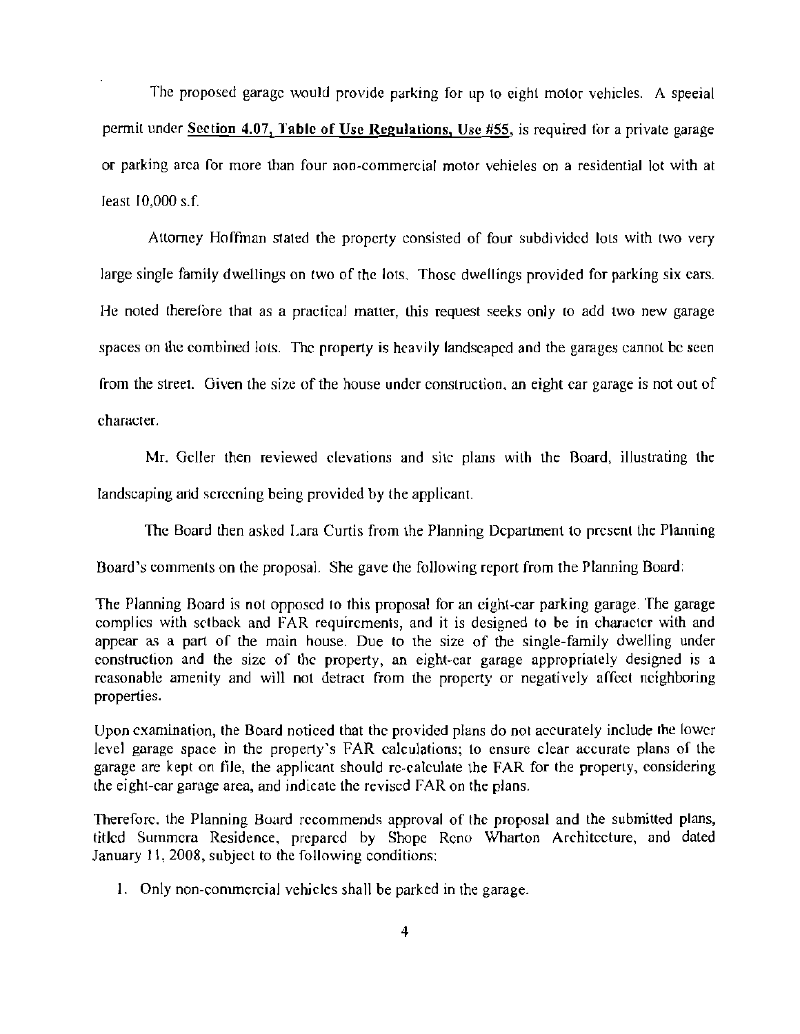The proposed garage would provide parking for up to eight motor vehicles. A special permit under **Section 4.07, Table of Use Regulations, Use #55**, is required for a private garage or parking area for more than four non-commercial motor vehicles on a residential lot with at least 10,000 s.f.

Attorney Hoffman stated the property consisted of four subdivided lots with two very large single family dwellings on two of the lots. Those dwellings provided for parking six cars. He noted therefore that as a practical matter, this request seeks only to add two new garage spaces on the combined lots. The property is heavily landscaped and the garages cannot be seen from the street. Given the size of the house under construction, an eight car garage is not out of character.

Mr. Geller then reviewed elevations and site plans with the Board, illustrating the landscaping and screening being provided by the applicant.

The Board then asked Lara Curtis from the Planning Department to present the Planning Board's comments on the proposal. She gave the following report from the Planning Board:

The Planning Board is not opposed to this proposal for an eight-car parking garage. The garage complies with setback and FAR requirements, and it is designed to be in character with and appear as a part of the main house. Due to the size of the single-family dwelling under construction and the size of the property, an eight-car garage appropriately designed is a reasonable amenity and will not detract from the property or negatively affect neighboring properties.

Upon examination, the Board noticed that the provided plans do not accurately include the lower level garage space in the property's FAR calculations; to ensure clear accurate plans of the garage are kept on file, the applicant should re-calculate the FAR for the property, considering the eight-car garage area, and indicate the revised FAR on the plans.

Therefore, the Planning Board recommends approval of the proposal and the submitted plans, titled Summera Residence, prepared by Shope Reno Wharton Architecture, and dated January 11, 2008, subject to the following conditions:

1. Only non-commercial vehicles shall be parked in the garage.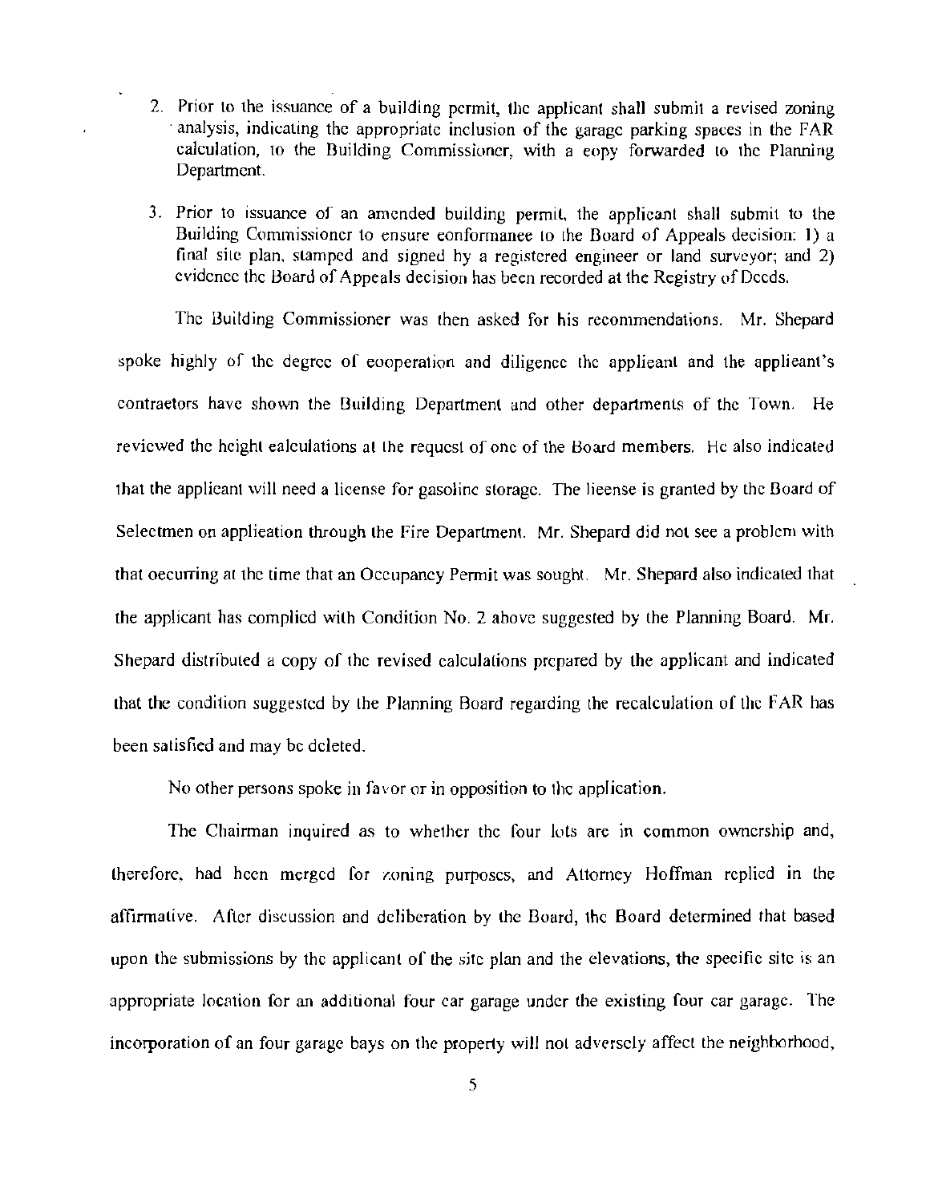2. Prior to the issuance of a building permit, the applicant shall submit a revised zoning analysis, indicating the appropriate inclusion of the garage parking spaces in the FAR calculation, to the Building Commissioner, with a copy forwarded to the Planning Department.

3. Prior to issuance of an amended building permit, the applicant shall submit to the Building Commissioner to ensure conformance to the Board of Appeals decision: 1) a final site plan, stamped and signed by a registered engineer or land surveyor; and 2) evidence the Board of Appeals decision has been recorded at the Registry of Deeds.

The Building Commissioner was then asked for his recommendations. Mr. Shepard spoke highly of the degree of cooperation and diligence the applicant and the applicant's contractors have shown the Building Department and other departments of the Town. He reviewed the height calculations at the request of one of the Board members. He also indicated that the applicant will need a license for gasoline storage. The license is granted by the Board of Selectmen on application through the Fire Department. Mr. Shepard did not see a problem with that occurring at the time that an Occupancy Permit was sought. Mr. Shepard also indicated that the applicant has complied with Condition No. 2 above suggested by the Planning Board. Mr. Shepard distributed a copy of the revised calculations prepared by the applicant and indicated that the condition suggested by the Planning Board regarding the recalculation of the FAR has been satisfied and may be deleted.

No other persons spoke in favor or in opposition to the application.

The Chairman inquired as to whether the four lots are in common ownership and, therefore, had been merged for zoning purposes, and Attorney Hoffman replied in the affirmative. After discussion and deliberation by the Board, the Board determined that based upon the submissions by the applicant of the site plan and the elevations, the specific site is an appropriate location for an additional four car garage under the existing four car garage. The incorporation of an four garage bays on the property will not adversely affect the neighborhood,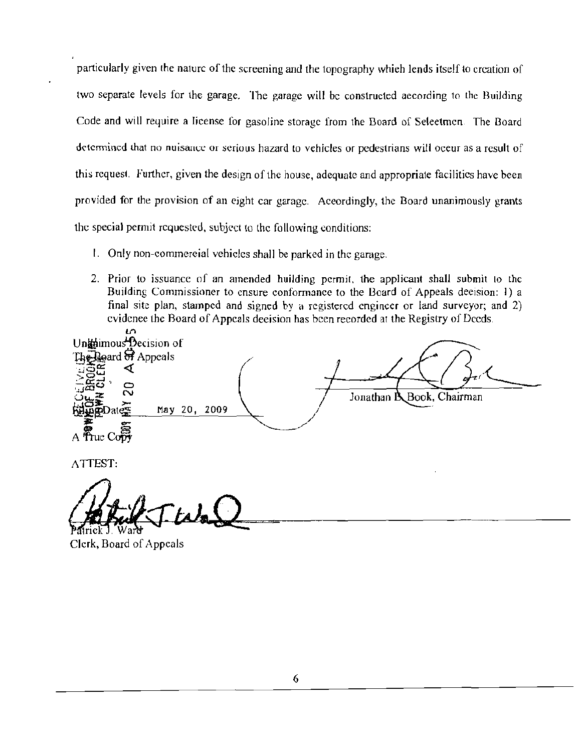particularly given the nature of the screening and the topography which lends itself to creation of two separate levels for the garage. The garage will be constructed according to the Building Code and will require a license for gasoline storage from the Board of Selectmen. The Board determined that no nuisance or serious hazard to vehicles or pedestrians will occur as a result of this request. Further, given the design of the house, adequate and appropriate facilities have been provided for the provision of an eight car garage. Accordingly, the Board unanimously grants the special permit requested, subject to the following conditions:

1. Only non-commercial vehicles shall be parked in the garage.
2. Prior to issuance of an amended building permit, the applicant shall submit to the Building Commissioner to ensure conformance to the Board of Appeals decision: 1) a final site plan, stamped and signed by a registered engineer or land surveyor; and 2) evidence the Board of Appeals decision has been recorded at the Registry of Deeds.

Unanimous Decision of
The Board of Appeals

Filing Date: May 20, 2009

A True Copy

Jonathan B. Book, Chairman

RECEIVED
TOWN OF BROOKLINE
TOWN CLERK
2009 MAY 20 A 10:55

ATTEST:

Patrick J. Ward
Clerk, Board of Appeals